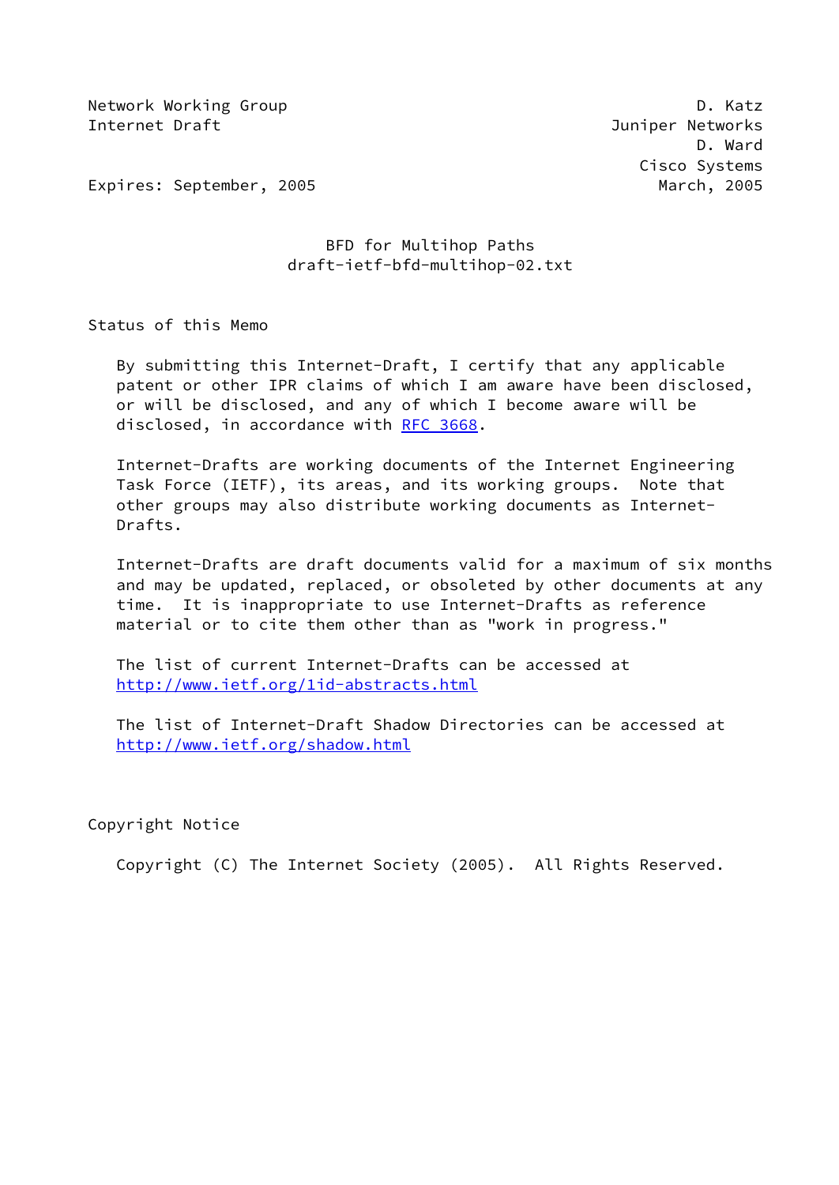Network Working Group — D. Katz
Internet Draft — Juniper Networks
D. Ward
Cisco Systems
Expires: September, 2005 — March, 2005

# BFD for Multihop Paths
draft-ietf-bfd-multihop-02.txt

## Status of this Memo

By submitting this Internet-Draft, I certify that any applicable patent or other IPR claims of which I am aware have been disclosed, or will be disclosed, and any of which I become aware will be disclosed, in accordance with RFC 3668.

Internet-Drafts are working documents of the Internet Engineering Task Force (IETF), its areas, and its working groups. Note that other groups may also distribute working documents as Internet-Drafts.

Internet-Drafts are draft documents valid for a maximum of six months and may be updated, replaced, or obsoleted by other documents at any time. It is inappropriate to use Internet-Drafts as reference material or to cite them other than as "work in progress."

The list of current Internet-Drafts can be accessed at http://www.ietf.org/1id-abstracts.html

The list of Internet-Draft Shadow Directories can be accessed at http://www.ietf.org/shadow.html

## Copyright Notice

Copyright (C) The Internet Society (2005). All Rights Reserved.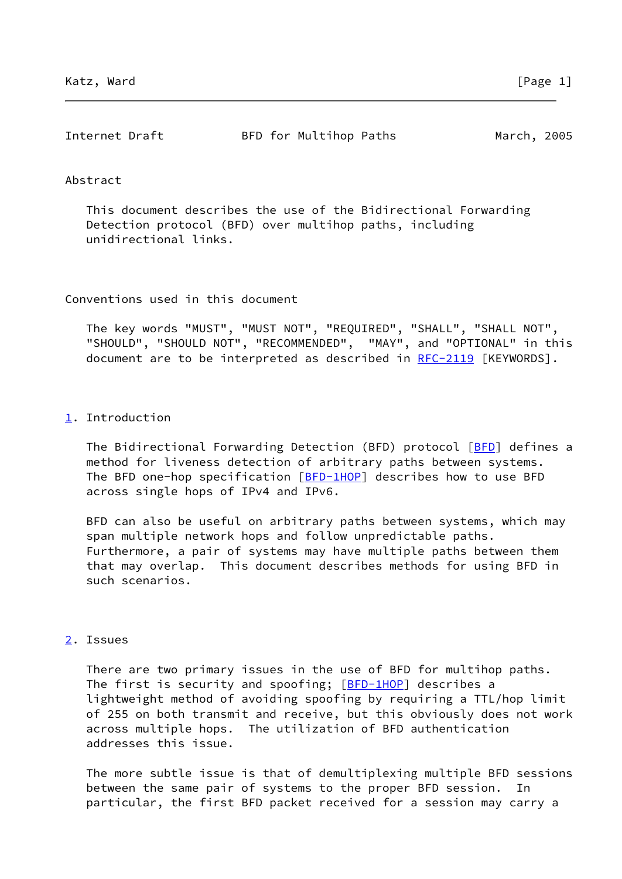## Abstract

This document describes the use of the Bidirectional Forwarding Detection protocol (BFD) over multihop paths, including unidirectional links.

## Conventions used in this document

The key words "MUST", "MUST NOT", "REQUIRED", "SHALL", "SHALL NOT", "SHOULD", "SHOULD NOT", "RECOMMENDED", "MAY", and "OPTIONAL" in this document are to be interpreted as described in RFC-2119 [KEYWORDS].

## 1. Introduction

The Bidirectional Forwarding Detection (BFD) protocol [BFD] defines a method for liveness detection of arbitrary paths between systems. The BFD one-hop specification [BFD-1HOP] describes how to use BFD across single hops of IPv4 and IPv6.

BFD can also be useful on arbitrary paths between systems, which may span multiple network hops and follow unpredictable paths. Furthermore, a pair of systems may have multiple paths between them that may overlap. This document describes methods for using BFD in such scenarios.

## 2. Issues

There are two primary issues in the use of BFD for multihop paths. The first is security and spoofing; [BFD-1HOP] describes a lightweight method of avoiding spoofing by requiring a TTL/hop limit of 255 on both transmit and receive, but this obviously does not work across multiple hops. The utilization of BFD authentication addresses this issue.

The more subtle issue is that of demultiplexing multiple BFD sessions between the same pair of systems to the proper BFD session. In particular, the first BFD packet received for a session may carry a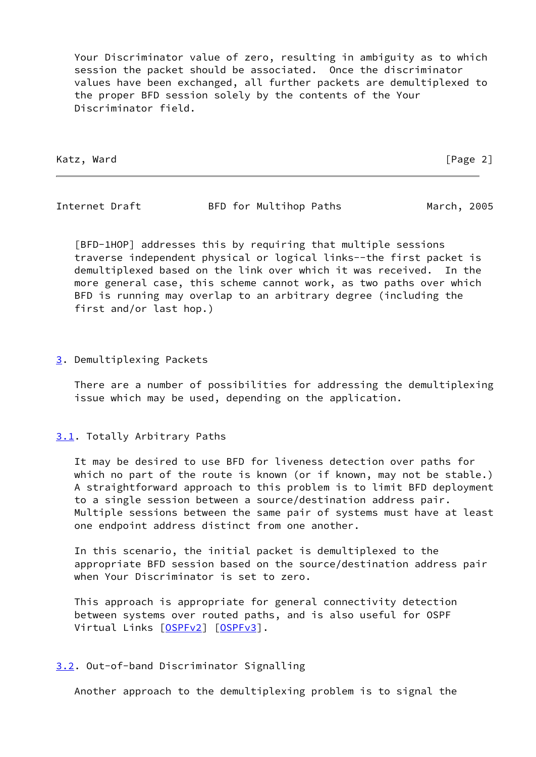Your Discriminator value of zero, resulting in ambiguity as to which session the packet should be associated. Once the discriminator values have been exchanged, all further packets are demultiplexed to the proper BFD session solely by the contents of the Your Discriminator field.

[BFD-1HOP] addresses this by requiring that multiple sessions traverse independent physical or logical links--the first packet is demultiplexed based on the link over which it was received. In the more general case, this scheme cannot work, as two paths over which BFD is running may overlap to an arbitrary degree (including the first and/or last hop.)

## 3. Demultiplexing Packets

There are a number of possibilities for addressing the demultiplexing issue which may be used, depending on the application.

### 3.1. Totally Arbitrary Paths

It may be desired to use BFD for liveness detection over paths for which no part of the route is known (or if known, may not be stable.) A straightforward approach to this problem is to limit BFD deployment to a single session between a source/destination address pair. Multiple sessions between the same pair of systems must have at least one endpoint address distinct from one another.

In this scenario, the initial packet is demultiplexed to the appropriate BFD session based on the source/destination address pair when Your Discriminator is set to zero.

This approach is appropriate for general connectivity detection between systems over routed paths, and is also useful for OSPF Virtual Links [OSPFv2] [OSPFv3].

### 3.2. Out-of-band Discriminator Signalling

Another approach to the demultiplexing problem is to signal the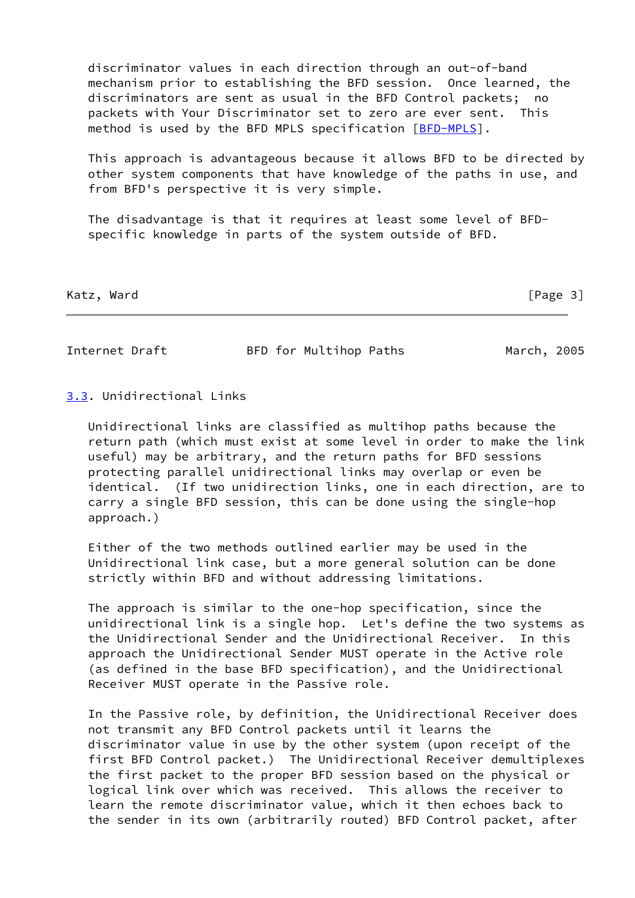discriminator values in each direction through an out-of-band mechanism prior to establishing the BFD session. Once learned, the discriminators are sent as usual in the BFD Control packets; no packets with Your Discriminator set to zero are ever sent. This method is used by the BFD MPLS specification [BFD-MPLS].

This approach is advantageous because it allows BFD to be directed by other system components that have knowledge of the paths in use, and from BFD's perspective it is very simple.

The disadvantage is that it requires at least some level of BFD-specific knowledge in parts of the system outside of BFD.

### 3.3. Unidirectional Links

Unidirectional links are classified as multihop paths because the return path (which must exist at some level in order to make the link useful) may be arbitrary, and the return paths for BFD sessions protecting parallel unidirectional links may overlap or even be identical. (If two unidirection links, one in each direction, are to carry a single BFD session, this can be done using the single-hop approach.)

Either of the two methods outlined earlier may be used in the Unidirectional link case, but a more general solution can be done strictly within BFD and without addressing limitations.

The approach is similar to the one-hop specification, since the unidirectional link is a single hop. Let's define the two systems as the Unidirectional Sender and the Unidirectional Receiver. In this approach the Unidirectional Sender MUST operate in the Active role (as defined in the base BFD specification), and the Unidirectional Receiver MUST operate in the Passive role.

In the Passive role, by definition, the Unidirectional Receiver does not transmit any BFD Control packets until it learns the discriminator value in use by the other system (upon receipt of the first BFD Control packet.) The Unidirectional Receiver demultiplexes the first packet to the proper BFD session based on the physical or logical link over which was received. This allows the receiver to learn the remote discriminator value, which it then echoes back to the sender in its own (arbitrarily routed) BFD Control packet, after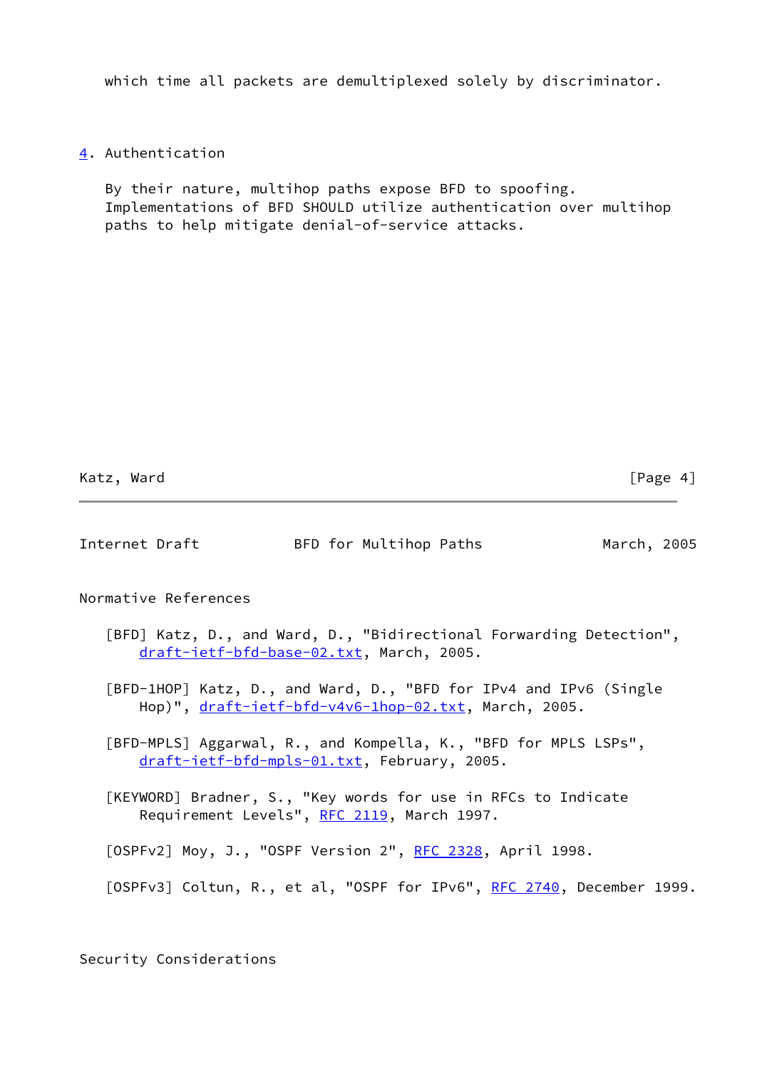which time all packets are demultiplexed solely by discriminator.

## 4. Authentication

By their nature, multihop paths expose BFD to spoofing. Implementations of BFD SHOULD utilize authentication over multihop paths to help mitigate denial-of-service attacks.

## Normative References

[BFD] Katz, D., and Ward, D., "Bidirectional Forwarding Detection", draft-ietf-bfd-base-02.txt, March, 2005.

[BFD-1HOP] Katz, D., and Ward, D., "BFD for IPv4 and IPv6 (Single Hop)", draft-ietf-bfd-v4v6-1hop-02.txt, March, 2005.

[BFD-MPLS] Aggarwal, R., and Kompella, K., "BFD for MPLS LSPs", draft-ietf-bfd-mpls-01.txt, February, 2005.

[KEYWORD] Bradner, S., "Key words for use in RFCs to Indicate Requirement Levels", RFC 2119, March 1997.

[OSPFv2] Moy, J., "OSPF Version 2", RFC 2328, April 1998.

[OSPFv3] Coltun, R., et al, "OSPF for IPv6", RFC 2740, December 1999.

## Security Considerations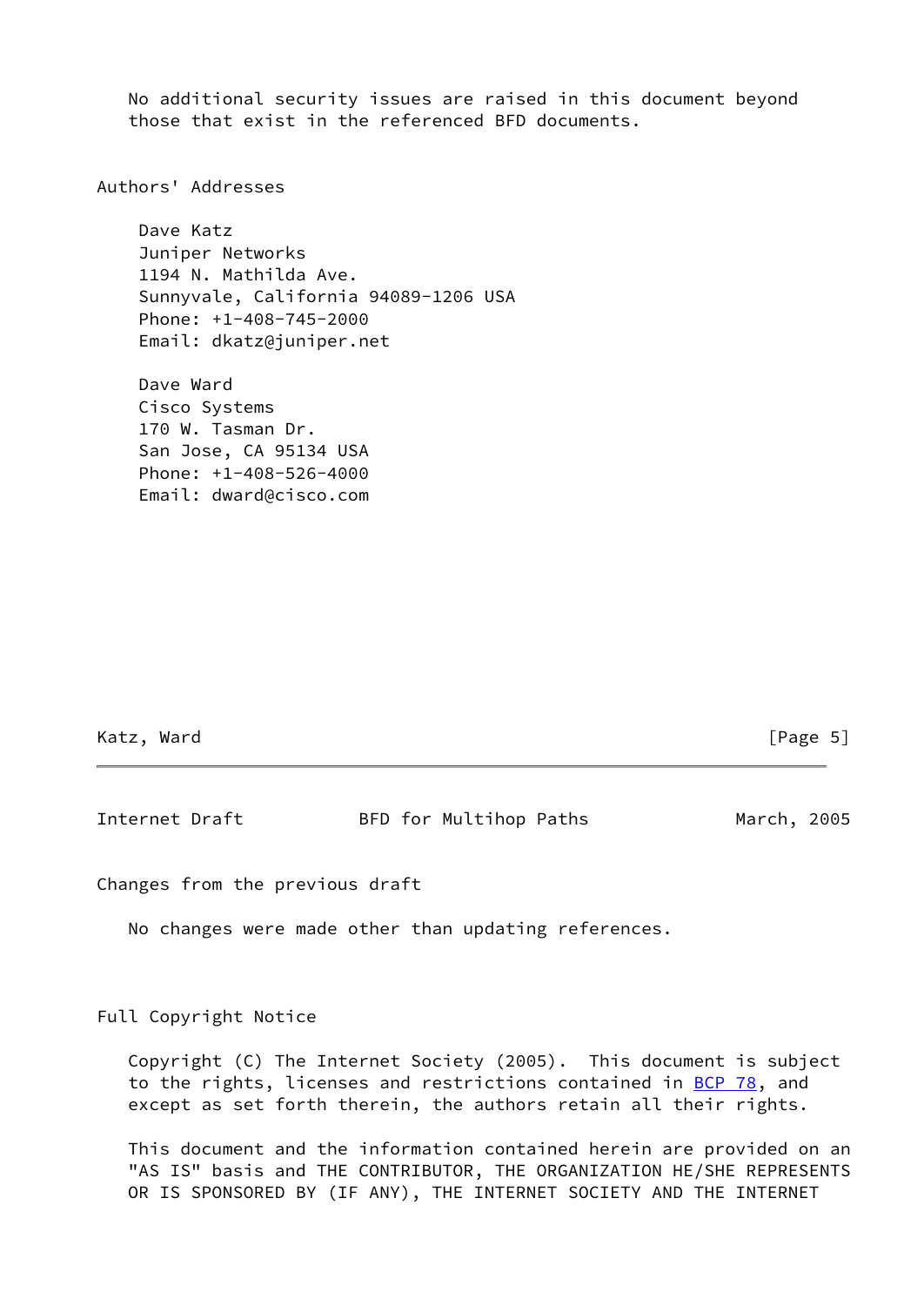No additional security issues are raised in this document beyond those that exist in the referenced BFD documents.

## Authors' Addresses

Dave Katz
Juniper Networks
1194 N. Mathilda Ave.
Sunnyvale, California 94089-1206 USA
Phone: +1-408-745-2000
Email: dkatz@juniper.net

Dave Ward
Cisco Systems
170 W. Tasman Dr.
San Jose, CA 95134 USA
Phone: +1-408-526-4000
Email: dward@cisco.com

## Changes from the previous draft

No changes were made other than updating references.

## Full Copyright Notice

Copyright (C) The Internet Society (2005). This document is subject to the rights, licenses and restrictions contained in BCP 78, and except as set forth therein, the authors retain all their rights.

This document and the information contained herein are provided on an "AS IS" basis and THE CONTRIBUTOR, THE ORGANIZATION HE/SHE REPRESENTS OR IS SPONSORED BY (IF ANY), THE INTERNET SOCIETY AND THE INTERNET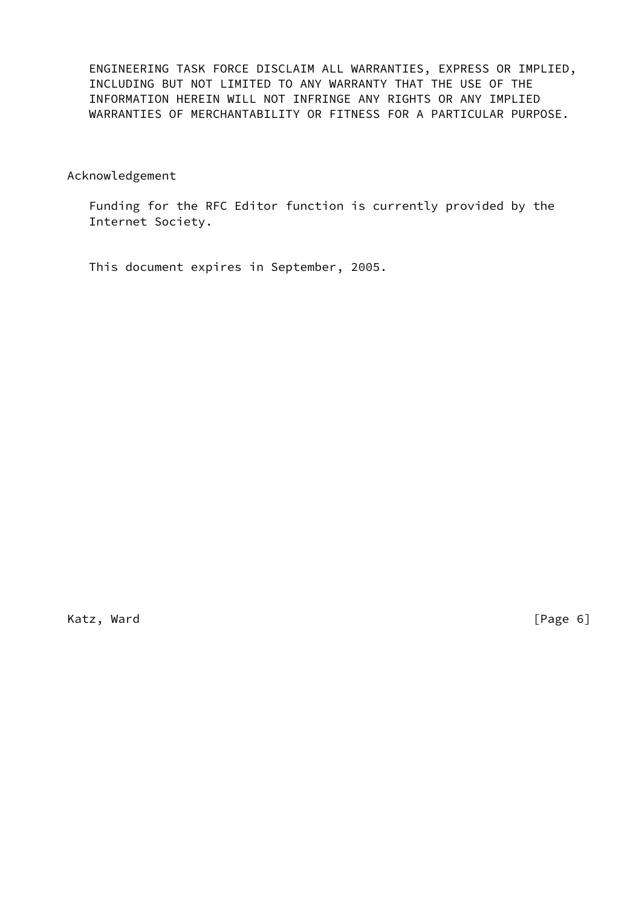ENGINEERING TASK FORCE DISCLAIM ALL WARRANTIES, EXPRESS OR IMPLIED, INCLUDING BUT NOT LIMITED TO ANY WARRANTY THAT THE USE OF THE INFORMATION HEREIN WILL NOT INFRINGE ANY RIGHTS OR ANY IMPLIED WARRANTIES OF MERCHANTABILITY OR FITNESS FOR A PARTICULAR PURPOSE.

## Acknowledgement

Funding for the RFC Editor function is currently provided by the Internet Society.

This document expires in September, 2005.